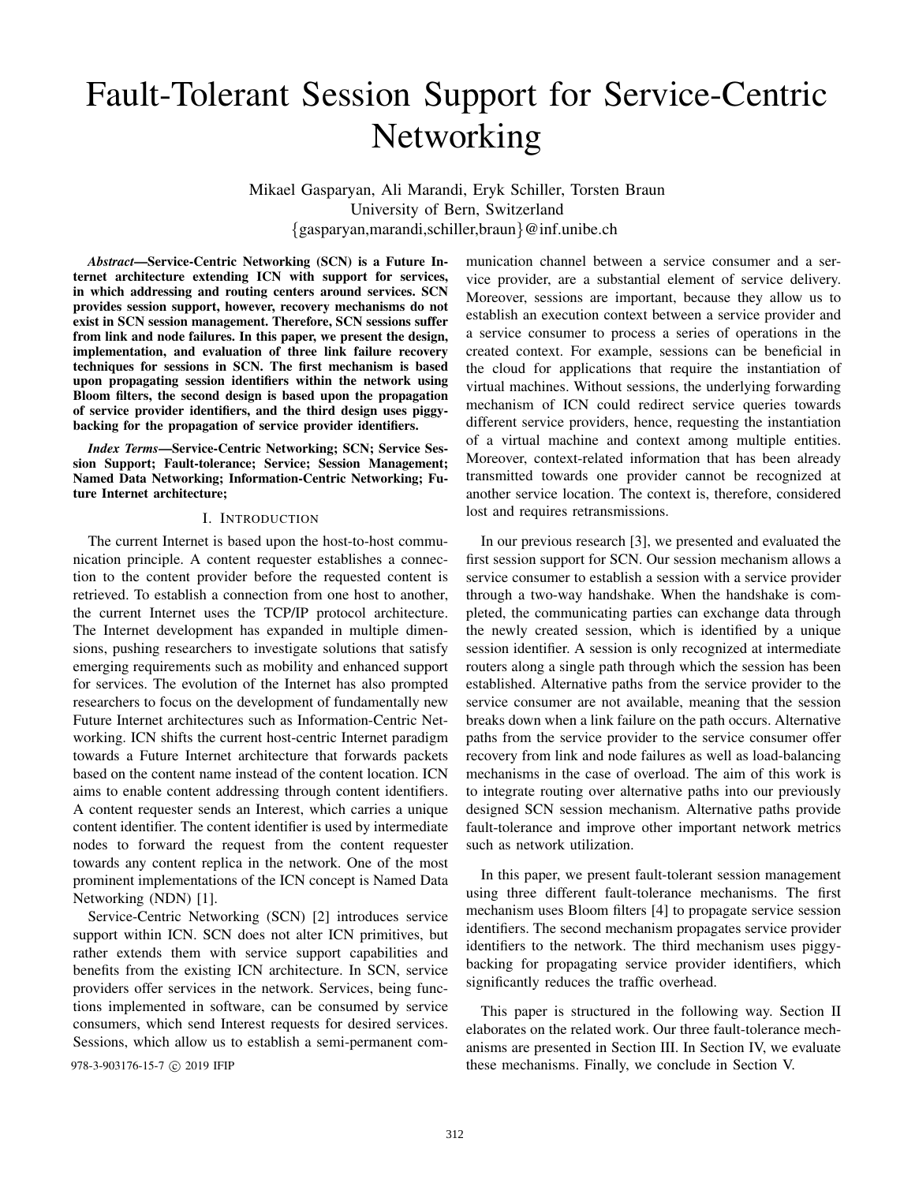# Fault-Tolerant Session Support for Service-Centric Networking

Mikael Gasparyan, Ali Marandi, Eryk Schiller, Torsten Braun
University of Bern, Switzerland
{gasparyan,marandi,schiller,braun}@inf.unibe.ch

***Abstract*—Service-Centric Networking (SCN) is a Future Internet architecture extending ICN with support for services, in which addressing and routing centers around services. SCN provides session support, however, recovery mechanisms do not exist in SCN session management. Therefore, SCN sessions suffer from link and node failures. In this paper, we present the design, implementation, and evaluation of three link failure recovery techniques for sessions in SCN. The first mechanism is based upon propagating session identifiers within the network using Bloom filters, the second design is based upon the propagation of service provider identifiers, and the third design uses piggy-backing for the propagation of service provider identifiers.**

***Index Terms*—Service-Centric Networking; SCN; Service Session Support; Fault-tolerance; Service; Session Management; Named Data Networking; Information-Centric Networking; Future Internet architecture;**

## I. Introduction

The current Internet is based upon the host-to-host communication principle. A content requester establishes a connection to the content provider before the requested content is retrieved. To establish a connection from one host to another, the current Internet uses the TCP/IP protocol architecture. The Internet development has expanded in multiple dimensions, pushing researchers to investigate solutions that satisfy emerging requirements such as mobility and enhanced support for services. The evolution of the Internet has also prompted researchers to focus on the development of fundamentally new Future Internet architectures such as Information-Centric Networking. ICN shifts the current host-centric Internet paradigm towards a Future Internet architecture that forwards packets based on the content name instead of the content location. ICN aims to enable content addressing through content identifiers. A content requester sends an Interest, which carries a unique content identifier. The content identifier is used by intermediate nodes to forward the request from the content requester towards any content replica in the network. One of the most prominent implementations of the ICN concept is Named Data Networking (NDN) [1].

Service-Centric Networking (SCN) [2] introduces service support within ICN. SCN does not alter ICN primitives, but rather extends them with service support capabilities and benefits from the existing ICN architecture. In SCN, service providers offer services in the network. Services, being functions implemented in software, can be consumed by service consumers, which send Interest requests for desired services. Sessions, which allow us to establish a semi-permanent communication channel between a service consumer and a service provider, are a substantial element of service delivery. Moreover, sessions are important, because they allow us to establish an execution context between a service provider and a service consumer to process a series of operations in the created context. For example, sessions can be beneficial in the cloud for applications that require the instantiation of virtual machines. Without sessions, the underlying forwarding mechanism of ICN could redirect service queries towards different service providers, hence, requesting the instantiation of a virtual machine and context among multiple entities. Moreover, context-related information that has been already transmitted towards one provider cannot be recognized at another service location. The context is, therefore, considered lost and requires retransmissions.

In our previous research [3], we presented and evaluated the first session support for SCN. Our session mechanism allows a service consumer to establish a session with a service provider through a two-way handshake. When the handshake is completed, the communicating parties can exchange data through the newly created session, which is identified by a unique session identifier. A session is only recognized at intermediate routers along a single path through which the session has been established. Alternative paths from the service provider to the service consumer are not available, meaning that the session breaks down when a link failure on the path occurs. Alternative paths from the service provider to the service consumer offer recovery from link and node failures as well as load-balancing mechanisms in the case of overload. The aim of this work is to integrate routing over alternative paths into our previously designed SCN session mechanism. Alternative paths provide fault-tolerance and improve other important network metrics such as network utilization.

In this paper, we present fault-tolerant session management using three different fault-tolerance mechanisms. The first mechanism uses Bloom filters [4] to propagate service session identifiers. The second mechanism propagates service provider identifiers to the network. The third mechanism uses piggy-backing for propagating service provider identifiers, which significantly reduces the traffic overhead.

This paper is structured in the following way. Section II elaborates on the related work. Our three fault-tolerance mechanisms are presented in Section III. In Section IV, we evaluate these mechanisms. Finally, we conclude in Section V.

978-3-903176-15-7 © 2019 IFIP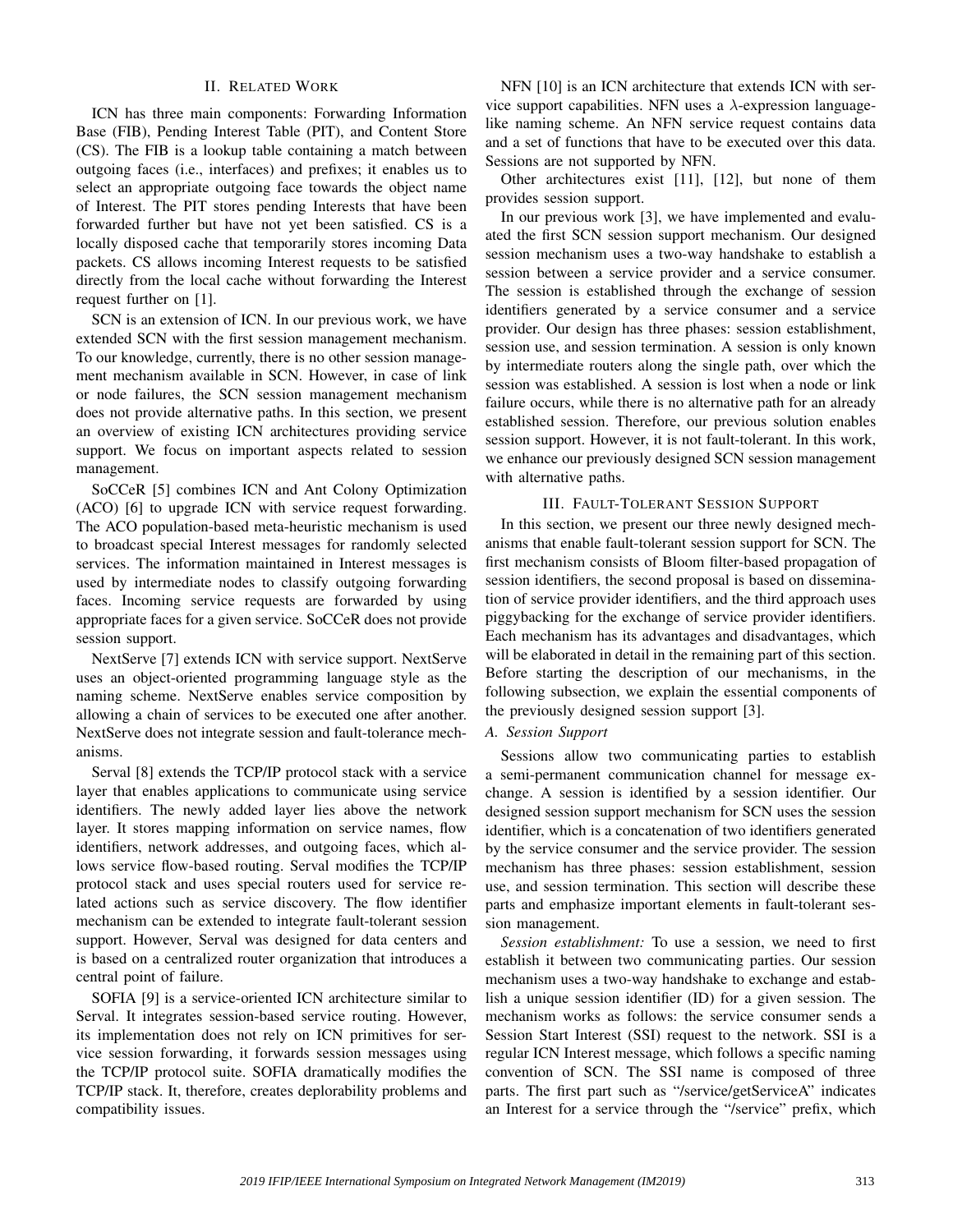## II. Related Work

ICN has three main components: Forwarding Information Base (FIB), Pending Interest Table (PIT), and Content Store (CS). The FIB is a lookup table containing a match between outgoing faces (i.e., interfaces) and prefixes; it enables us to select an appropriate outgoing face towards the object name of Interest. The PIT stores pending Interests that have been forwarded further but have not yet been satisfied. CS is a locally disposed cache that temporarily stores incoming Data packets. CS allows incoming Interest requests to be satisfied directly from the local cache without forwarding the Interest request further on [1].

SCN is an extension of ICN. In our previous work, we have extended SCN with the first session management mechanism. To our knowledge, currently, there is no other session management mechanism available in SCN. However, in case of link or node failures, the SCN session management mechanism does not provide alternative paths. In this section, we present an overview of existing ICN architectures providing service support. We focus on important aspects related to session management.

SoCCeR [5] combines ICN and Ant Colony Optimization (ACO) [6] to upgrade ICN with service request forwarding. The ACO population-based meta-heuristic mechanism is used to broadcast special Interest messages for randomly selected services. The information maintained in Interest messages is used by intermediate nodes to classify outgoing forwarding faces. Incoming service requests are forwarded by using appropriate faces for a given service. SoCCeR does not provide session support.

NextServe [7] extends ICN with service support. NextServe uses an object-oriented programming language style as the naming scheme. NextServe enables service composition by allowing a chain of services to be executed one after another. NextServe does not integrate session and fault-tolerance mechanisms.

Serval [8] extends the TCP/IP protocol stack with a service layer that enables applications to communicate using service identifiers. The newly added layer lies above the network layer. It stores mapping information on service names, flow identifiers, network addresses, and outgoing faces, which allows service flow-based routing. Serval modifies the TCP/IP protocol stack and uses special routers used for service related actions such as service discovery. The flow identifier mechanism can be extended to integrate fault-tolerant session support. However, Serval was designed for data centers and is based on a centralized router organization that introduces a central point of failure.

SOFIA [9] is a service-oriented ICN architecture similar to Serval. It integrates session-based service routing. However, its implementation does not rely on ICN primitives for service session forwarding, it forwards session messages using the TCP/IP protocol suite. SOFIA dramatically modifies the TCP/IP stack. It, therefore, creates deplorability problems and compatibility issues.

NFN [10] is an ICN architecture that extends ICN with service support capabilities. NFN uses a $\lambda$-expression language-like naming scheme. An NFN service request contains data and a set of functions that have to be executed over this data. Sessions are not supported by NFN.

Other architectures exist [11], [12], but none of them provides session support.

In our previous work [3], we have implemented and evaluated the first SCN session support mechanism. Our designed session mechanism uses a two-way handshake to establish a session between a service provider and a service consumer. The session is established through the exchange of session identifiers generated by a service consumer and a service provider. Our design has three phases: session establishment, session use, and session termination. A session is only known by intermediate routers along the single path, over which the session was established. A session is lost when a node or link failure occurs, while there is no alternative path for an already established session. Therefore, our previous solution enables session support. However, it is not fault-tolerant. In this work, we enhance our previously designed SCN session management with alternative paths.

## III. Fault-Tolerant Session Support

In this section, we present our three newly designed mechanisms that enable fault-tolerant session support for SCN. The first mechanism consists of Bloom filter-based propagation of session identifiers, the second proposal is based on dissemination of service provider identifiers, and the third approach uses piggybacking for the exchange of service provider identifiers. Each mechanism has its advantages and disadvantages, which will be elaborated in detail in the remaining part of this section. Before starting the description of our mechanisms, in the following subsection, we explain the essential components of the previously designed session support [3].

### A. Session Support

Sessions allow two communicating parties to establish a semi-permanent communication channel for message exchange. A session is identified by a session identifier. Our designed session support mechanism for SCN uses the session identifier, which is a concatenation of two identifiers generated by the service consumer and the service provider. The session mechanism has three phases: session establishment, session use, and session termination. This section will describe these parts and emphasize important elements in fault-tolerant session management.

*Session establishment:* To use a session, we need to first establish it between two communicating parties. Our session mechanism uses a two-way handshake to exchange and establish a unique session identifier (ID) for a given session. The mechanism works as follows: the service consumer sends a Session Start Interest (SSI) request to the network. SSI is a regular ICN Interest message, which follows a specific naming convention of SCN. The SSI name is composed of three parts. The first part such as "/service/getServiceA" indicates an Interest for a service through the "/service" prefix, which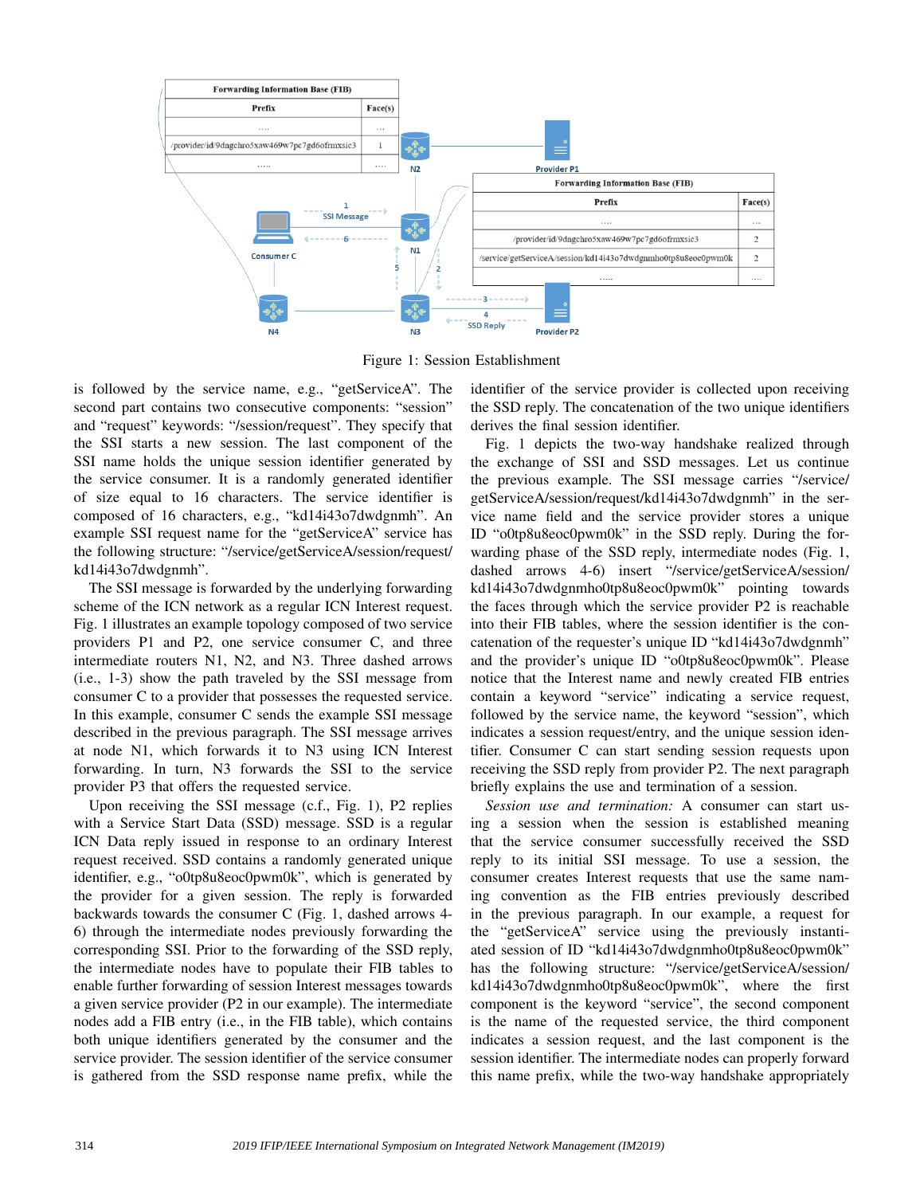Figure 1: Session Establishment

is followed by the service name, e.g., "getServiceA". The second part contains two consecutive components: "session" and "request" keywords: "/session/request". They specify that the SSI starts a new session. The last component of the SSI name holds the unique session identifier generated by the service consumer. It is a randomly generated identifier of size equal to 16 characters. The service identifier is composed of 16 characters, e.g., "kd14i43o7dwdgnmh". An example SSI request name for the "getServiceA" service has the following structure: "/service/getServiceA/session/request/kd14i43o7dwdgnmh".

The SSI message is forwarded by the underlying forwarding scheme of the ICN network as a regular ICN Interest request. Fig. 1 illustrates an example topology composed of two service providers P1 and P2, one service consumer C, and three intermediate routers N1, N2, and N3. Three dashed arrows (i.e., 1-3) show the path traveled by the SSI message from consumer C to a provider that possesses the requested service. In this example, consumer C sends the example SSI message described in the previous paragraph. The SSI message arrives at node N1, which forwards it to N3 using ICN Interest forwarding. In turn, N3 forwards the SSI to the service provider P3 that offers the requested service.

Upon receiving the SSI message (c.f., Fig. 1), P2 replies with a Service Start Data (SSD) message. SSD is a regular ICN Data reply issued in response to an ordinary Interest request received. SSD contains a randomly generated unique identifier, e.g., "o0tp8u8eoc0pwm0k", which is generated by the provider for a given session. The reply is forwarded backwards towards the consumer C (Fig. 1, dashed arrows 4-6) through the intermediate nodes previously forwarding the corresponding SSI. Prior to the forwarding of the SSD reply, the intermediate nodes have to populate their FIB tables to enable further forwarding of session Interest messages towards a given service provider (P2 in our example). The intermediate nodes add a FIB entry (i.e., in the FIB table), which contains both unique identifiers generated by the consumer and the service provider. The session identifier of the service consumer is gathered from the SSD response name prefix, while the identifier of the service provider is collected upon receiving the SSD reply. The concatenation of the two unique identifiers derives the final session identifier.

Fig. 1 depicts the two-way handshake realized through the exchange of SSI and SSD messages. Let us continue the previous example. The SSI message carries "/service/getServiceA/session/request/kd14i43o7dwdgnmh" in the service name field and the service provider stores a unique ID "o0tp8u8eoc0pwm0k" in the SSD reply. During the forwarding phase of the SSD reply, intermediate nodes (Fig. 1, dashed arrows 4-6) insert "/service/getServiceA/session/kd14i43o7dwdgnmho0tp8u8eoc0pwm0k" pointing towards the faces through which the service provider P2 is reachable into their FIB tables, where the session identifier is the concatenation of the requester's unique ID "kd14i43o7dwdgnmh" and the provider's unique ID "o0tp8u8eoc0pwm0k". Please notice that the Interest name and newly created FIB entries contain a keyword "service" indicating a service request, followed by the service name, the keyword "session", which indicates a session request/entry, and the unique session identifier. Consumer C can start sending session requests upon receiving the SSD reply from provider P2. The next paragraph briefly explains the use and termination of a session.

*Session use and termination:* A consumer can start using a session when the session is established meaning that the service consumer successfully received the SSD reply to its initial SSI message. To use a session, the consumer creates Interest requests that use the same naming convention as the FIB entries previously described in the previous paragraph. In our example, a request for the "getServiceA" service using the previously instantiated session of ID "kd14i43o7dwdgnmho0tp8u8eoc0pwm0k" has the following structure: "/service/getServiceA/session/kd14i43o7dwdgnmho0tp8u8eoc0pwm0k", where the first component is the keyword "service", the second component is the name of the requested service, the third component indicates a session request, and the last component is the session identifier. The intermediate nodes can properly forward this name prefix, while the two-way handshake appropriately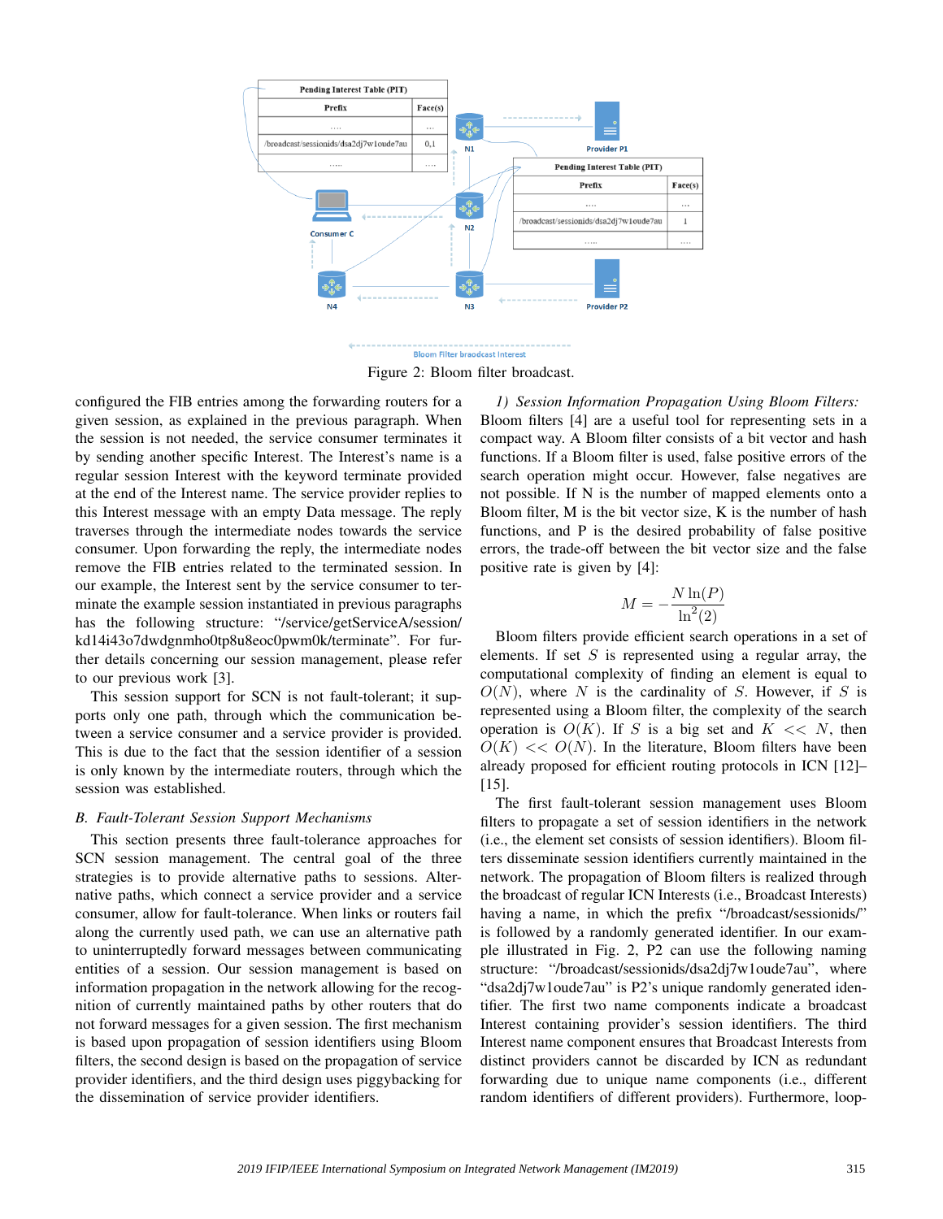Figure 2: Bloom filter broadcast.

configured the FIB entries among the forwarding routers for a given session, as explained in the previous paragraph. When the session is not needed, the service consumer terminates it by sending another specific Interest. The Interest's name is a regular session Interest with the keyword terminate provided at the end of the Interest name. The service provider replies to this Interest message with an empty Data message. The reply traverses through the intermediate nodes towards the service consumer. Upon forwarding the reply, the intermediate nodes remove the FIB entries related to the terminated session. In our example, the Interest sent by the service consumer to terminate the example session instantiated in previous paragraphs has the following structure: "/service/getServiceA/session/kd14i43o7dwdgnmho0tp8u8eoc0pwm0k/terminate". For further details concerning our session management, please refer to our previous work [3].

This session support for SCN is not fault-tolerant; it supports only one path, through which the communication between a service consumer and a service provider is provided. This is due to the fact that the session identifier of a session is only known by the intermediate routers, through which the session was established.

### B. Fault-Tolerant Session Support Mechanisms

This section presents three fault-tolerance approaches for SCN session management. The central goal of the three strategies is to provide alternative paths to sessions. Alternative paths, which connect a service provider and a service consumer, allow for fault-tolerance. When links or routers fail along the currently used path, we can use an alternative path to uninterruptedly forward messages between communicating entities of a session. Our session management is based on information propagation in the network allowing for the recognition of currently maintained paths by other routers that do not forward messages for a given session. The first mechanism is based upon propagation of session identifiers using Bloom filters, the second design is based on the propagation of service provider identifiers, and the third design uses piggybacking for the dissemination of service provider identifiers.

#### 1) Session Information Propagation Using Bloom Filters:

Bloom filters [4] are a useful tool for representing sets in a compact way. A Bloom filter consists of a bit vector and hash functions. If a Bloom filter is used, false positive errors of the search operation might occur. However, false negatives are not possible. If N is the number of mapped elements onto a Bloom filter, M is the bit vector size, K is the number of hash functions, and P is the desired probability of false positive errors, the trade-off between the bit vector size and the false positive rate is given by [4]:

$$M = -\frac{N \ln(P)}{\ln^2(2)}$$

Bloom filters provide efficient search operations in a set of elements. If set $S$ is represented using a regular array, the computational complexity of finding an element is equal to $O(N)$, where $N$ is the cardinality of $S$. However, if $S$ is represented using a Bloom filter, the complexity of the search operation is $O(K)$. If $S$ is a big set and $K << N$, then $O(K) << O(N)$. In the literature, Bloom filters have been already proposed for efficient routing protocols in ICN [12]–[15].

The first fault-tolerant session management uses Bloom filters to propagate a set of session identifiers in the network (i.e., the element set consists of session identifiers). Bloom filters disseminate session identifiers currently maintained in the network. The propagation of Bloom filters is realized through the broadcast of regular ICN Interests (i.e., Broadcast Interests) having a name, in which the prefix "/broadcast/sessionids/" is followed by a randomly generated identifier. In our example illustrated in Fig. 2, P2 can use the following naming structure: "/broadcast/sessionids/dsa2dj7w1oude7au", where "dsa2dj7w1oude7au" is P2's unique randomly generated identifier. The first two name components indicate a broadcast Interest containing provider's session identifiers. The third Interest name component ensures that Broadcast Interests from distinct providers cannot be discarded by ICN as redundant forwarding due to unique name components (i.e., different random identifiers of different providers). Furthermore, loop-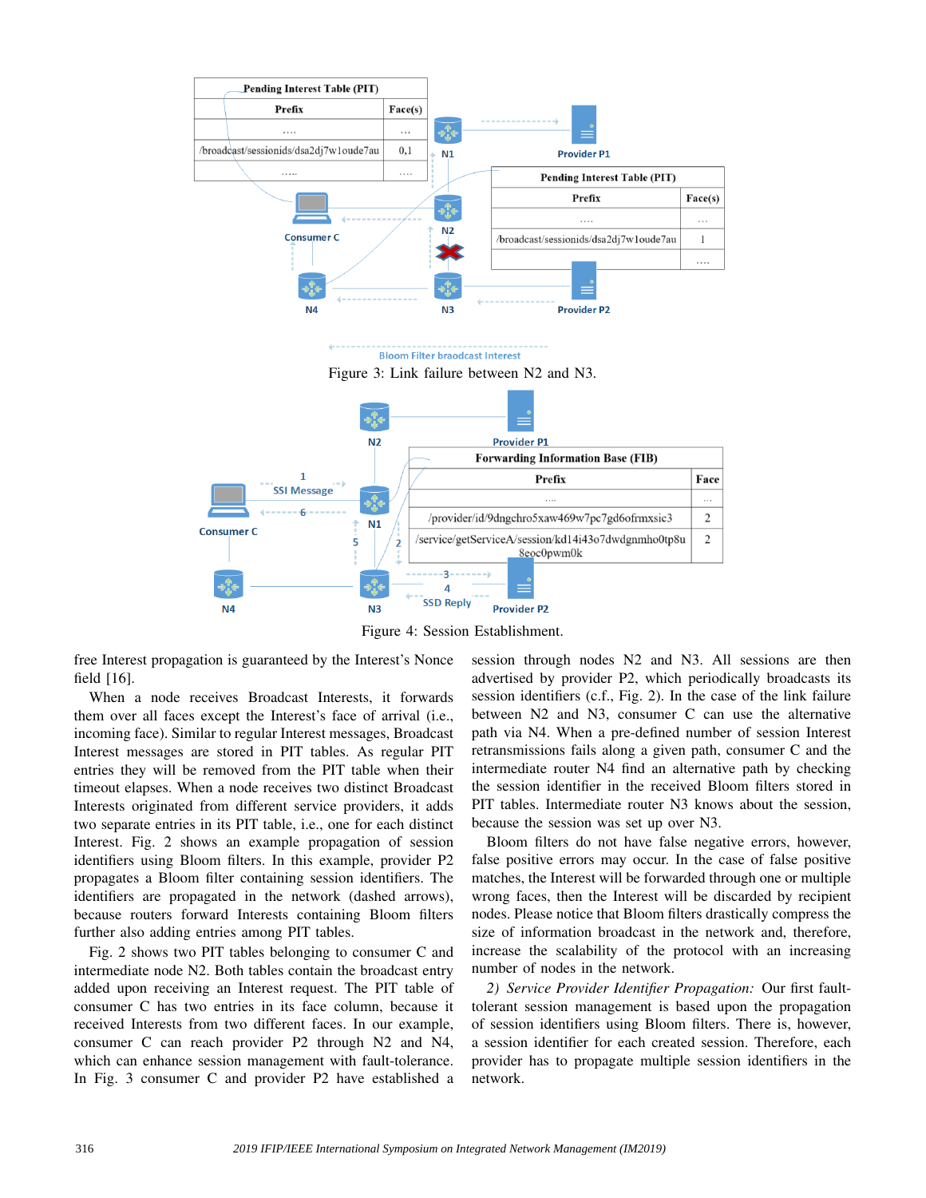Figure 3: Link failure between N2 and N3.

Figure 4: Session Establishment.

free Interest propagation is guaranteed by the Interest's Nonce field [16].

When a node receives Broadcast Interests, it forwards them over all faces except the Interest's face of arrival (i.e., incoming face). Similar to regular Interest messages, Broadcast Interest messages are stored in PIT tables. As regular PIT entries they will be removed from the PIT table when their timeout elapses. When a node receives two distinct Broadcast Interests originated from different service providers, it adds two separate entries in its PIT table, i.e., one for each distinct Interest. Fig. 2 shows an example propagation of session identifiers using Bloom filters. In this example, provider P2 propagates a Bloom filter containing session identifiers. The identifiers are propagated in the network (dashed arrows), because routers forward Interests containing Bloom filters further also adding entries among PIT tables.

Fig. 2 shows two PIT tables belonging to consumer C and intermediate node N2. Both tables contain the broadcast entry added upon receiving an Interest request. The PIT table of consumer C has two entries in its face column, because it received Interests from two different faces. In our example, consumer C can reach provider P2 through N2 and N4, which can enhance session management with fault-tolerance. In Fig. 3 consumer C and provider P2 have established a session through nodes N2 and N3. All sessions are then advertised by provider P2, which periodically broadcasts its session identifiers (c.f., Fig. 2). In the case of the link failure between N2 and N3, consumer C can use the alternative path via N4. When a pre-defined number of session Interest retransmissions fails along a given path, consumer C and the intermediate router N4 find an alternative path by checking the session identifier in the received Bloom filters stored in PIT tables. Intermediate router N3 knows about the session, because the session was set up over N3.

Bloom filters do not have false negative errors, however, false positive errors may occur. In the case of false positive matches, the Interest will be forwarded through one or multiple wrong faces, then the Interest will be discarded by recipient nodes. Please notice that Bloom filters drastically compress the size of information broadcast in the network and, therefore, increase the scalability of the protocol with an increasing number of nodes in the network.

*2) Service Provider Identifier Propagation:* Our first fault-tolerant session management is based upon the propagation of session identifiers using Bloom filters. There is, however, a session identifier for each created session. Therefore, each provider has to propagate multiple session identifiers in the network.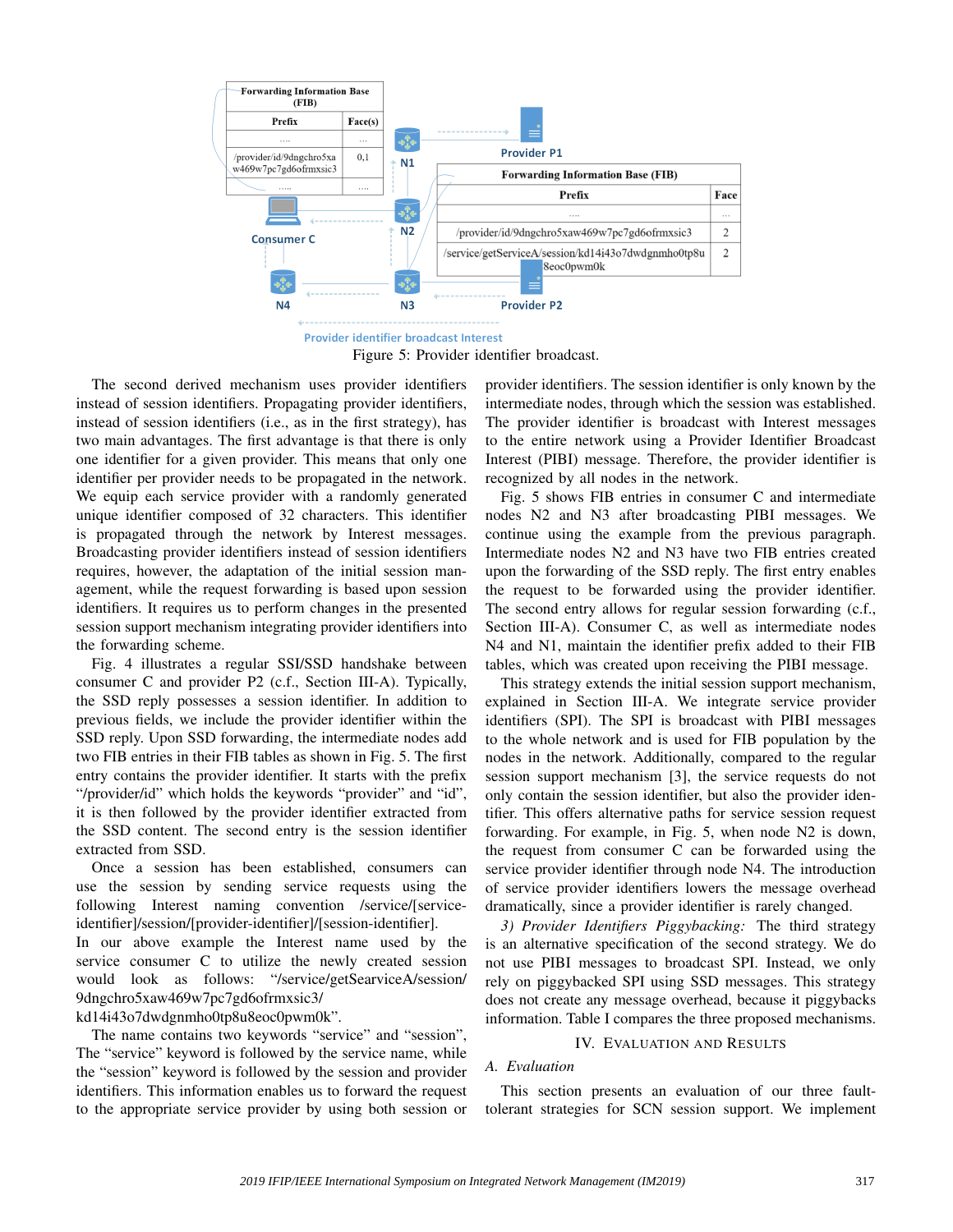| Forwarding Information Base (FIB) | |
|---|---|
| Prefix | Face(s) |
| .... | ... |
| /provider/id/9dngchro5xaw469w7pc7gd6ofrmxsic3 | 0,1 |
| ..... | .... |

| Forwarding Information Base (FIB) | |
|---|---|
| Prefix | Face |
| .... | ... |
| /provider/id/9dngchro5xaw469w7pc7gd6ofrmxsic3 | 2 |
| /service/getServiceA/session/kd14i43o7dwdgnmho0tp8u8eoc0pwm0k | 2 |

Consumer C, N1, N2, N3, N4, Provider P1, Provider P2

Provider identifier broadcast Interest

Figure 5: Provider identifier broadcast.

The second derived mechanism uses provider identifiers instead of session identifiers. Propagating provider identifiers, instead of session identifiers (i.e., as in the first strategy), has two main advantages. The first advantage is that there is only one identifier for a given provider. This means that only one identifier per provider needs to be propagated in the network. We equip each service provider with a randomly generated unique identifier composed of 32 characters. This identifier is propagated through the network by Interest messages. Broadcasting provider identifiers instead of session identifiers requires, however, the adaptation of the initial session management, while the request forwarding is based upon session identifiers. It requires us to perform changes in the presented session support mechanism integrating provider identifiers into the forwarding scheme.

Fig. 4 illustrates a regular SSI/SSD handshake between consumer C and provider P2 (c.f., Section III-A). Typically, the SSD reply possesses a session identifier. In addition to previous fields, we include the provider identifier within the SSD reply. Upon SSD forwarding, the intermediate nodes add two FIB entries in their FIB tables as shown in Fig. 5. The first entry contains the provider identifier. It starts with the prefix "/provider/id" which holds the keywords "provider" and "id", it is then followed by the provider identifier extracted from the SSD content. The second entry is the session identifier extracted from SSD.

Once a session has been established, consumers can use the session by sending service requests using the following Interest naming convention /service/[service-identifier]/session/[provider-identifier]/[session-identifier]. In our above example the Interest name used by the service consumer C to utilize the newly created session would look as follows: "/service/getSearviceA/session/9dngchro5xaw469w7pc7gd6ofrmxsic3/kd14i43o7dwdgnmho0tp8u8eoc0pwm0k".

The name contains two keywords "service" and "session", The "service" keyword is followed by the service name, while the "session" keyword is followed by the session and provider identifiers. This information enables us to forward the request to the appropriate service provider by using both session or provider identifiers. The session identifier is only known by the intermediate nodes, through which the session was established. The provider identifier is broadcast with Interest messages to the entire network using a Provider Identifier Broadcast Interest (PIBI) message. Therefore, the provider identifier is recognized by all nodes in the network.

Fig. 5 shows FIB entries in consumer C and intermediate nodes N2 and N3 after broadcasting PIBI messages. We continue using the example from the previous paragraph. Intermediate nodes N2 and N3 have two FIB entries created upon the forwarding of the SSD reply. The first entry enables the request to be forwarded using the provider identifier. The second entry allows for regular session forwarding (c.f., Section III-A). Consumer C, as well as intermediate nodes N4 and N1, maintain the identifier prefix added to their FIB tables, which was created upon receiving the PIBI message.

This strategy extends the initial session support mechanism, explained in Section III-A. We integrate service provider identifiers (SPI). The SPI is broadcast with PIBI messages to the whole network and is used for FIB population by the nodes in the network. Additionally, compared to the regular session support mechanism [3], the service requests do not only contain the session identifier, but also the provider identifier. This offers alternative paths for service session request forwarding. For example, in Fig. 5, when node N2 is down, the request from consumer C can be forwarded using the service provider identifier through node N4. The introduction of service provider identifiers lowers the message overhead dramatically, since a provider identifier is rarely changed.

*3) Provider Identifiers Piggybacking:* The third strategy is an alternative specification of the second strategy. We do not use PIBI messages to broadcast SPI. Instead, we only rely on piggybacked SPI using SSD messages. This strategy does not create any message overhead, because it piggybacks information. Table I compares the three proposed mechanisms.

## IV. Evaluation and Results

### A. Evaluation

This section presents an evaluation of our three fault-tolerant strategies for SCN session support. We implement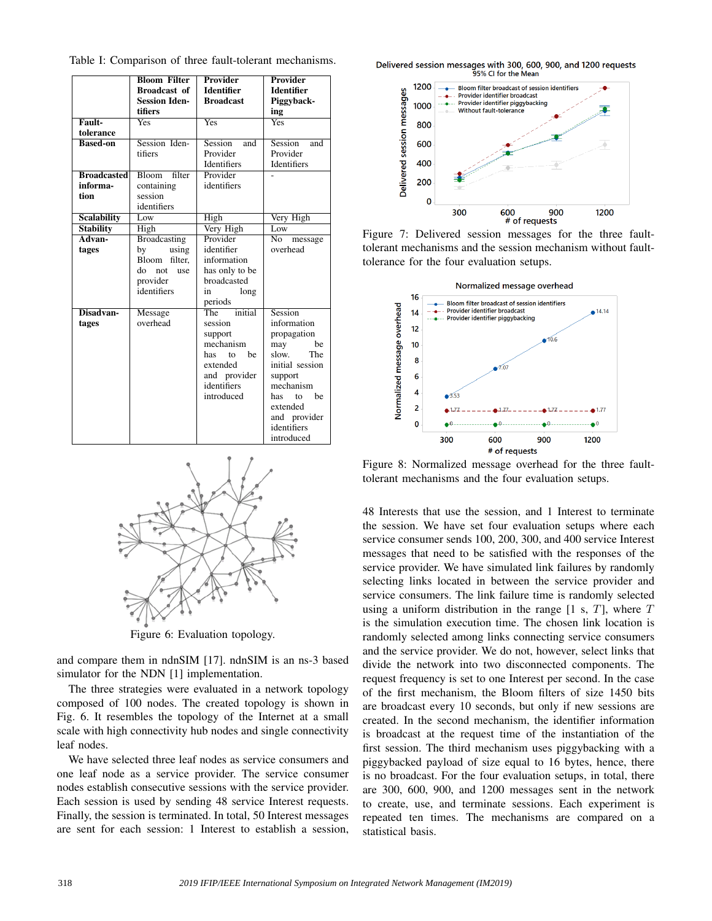Table I: Comparison of three fault-tolerant mechanisms.

| | Bloom Filter Broadcast of Session Identifiers | Provider Identifier Broadcast | Provider Identifier Piggybacking |
|---|---|---|---|
| **Fault-tolerance** | Yes | Yes | Yes |
| **Based-on** | Session Identifiers | Session and Provider Identifiers | Session and Provider Identifiers |
| **Broadcasted information** | Bloom filter containing session identifiers | Provider identifiers | - |
| **Scalability** | Low | High | Very High |
| **Stability** | High | Very High | Low |
| **Advantages** | Broadcasting by using Bloom filter, do not use provider identifiers | Provider identifier information has only to be broadcasted in long periods | No message overhead |
| **Disadvantages** | Message overhead | The initial session support mechanism has to be extended and provider identifiers introduced | Session information propagation may be slow. The initial session support mechanism has to be extended and provider identifiers introduced |

Figure 6: Evaluation topology.

and compare them in ndnSIM [17]. ndnSIM is an ns-3 based simulator for the NDN [1] implementation.

The three strategies were evaluated in a network topology composed of 100 nodes. The created topology is shown in Fig. 6. It resembles the topology of the Internet at a small scale with high connectivity hub nodes and single connectivity leaf nodes.

We have selected three leaf nodes as service consumers and one leaf node as a service provider. The service consumer nodes establish consecutive sessions with the service provider. Each session is used by sending 48 service Interest requests. Finally, the session is terminated. In total, 50 Interest messages are sent for each session: 1 Interest to establish a session, 48 Interests that use the session, and 1 Interest to terminate the session. We have set four evaluation setups where each service consumer sends 100, 200, 300, and 400 service Interest messages that need to be satisfied with the responses of the service provider. We have simulated link failures by randomly selecting links located in between the service provider and service consumers. The link failure time is randomly selected using a uniform distribution in the range [1 s, $T$], where $T$ is the simulation execution time. The chosen link location is randomly selected among links connecting service consumers and the service provider. We do not, however, select links that divide the network into two disconnected components. The request frequency is set to one Interest per second. In the case of the first mechanism, the Bloom filters of size 1450 bits are broadcast every 10 seconds, but only if new sessions are created. In the second mechanism, the identifier information is broadcast at the request time of the instantiation of the first session. The third mechanism uses piggybacking with a piggybacked payload of size equal to 16 bytes, hence, there is no broadcast. For the four evaluation setups, in total, there are 300, 600, 900, and 1200 messages sent in the network to create, use, and terminate sessions. Each experiment is repeated ten times. The mechanisms are compared on a statistical basis.

Figure 7: Delivered session messages for the three fault-tolerant mechanisms and the session mechanism without fault-tolerance for the four evaluation setups.

Figure 8: Normalized message overhead for the three fault-tolerant mechanisms and the four evaluation setups.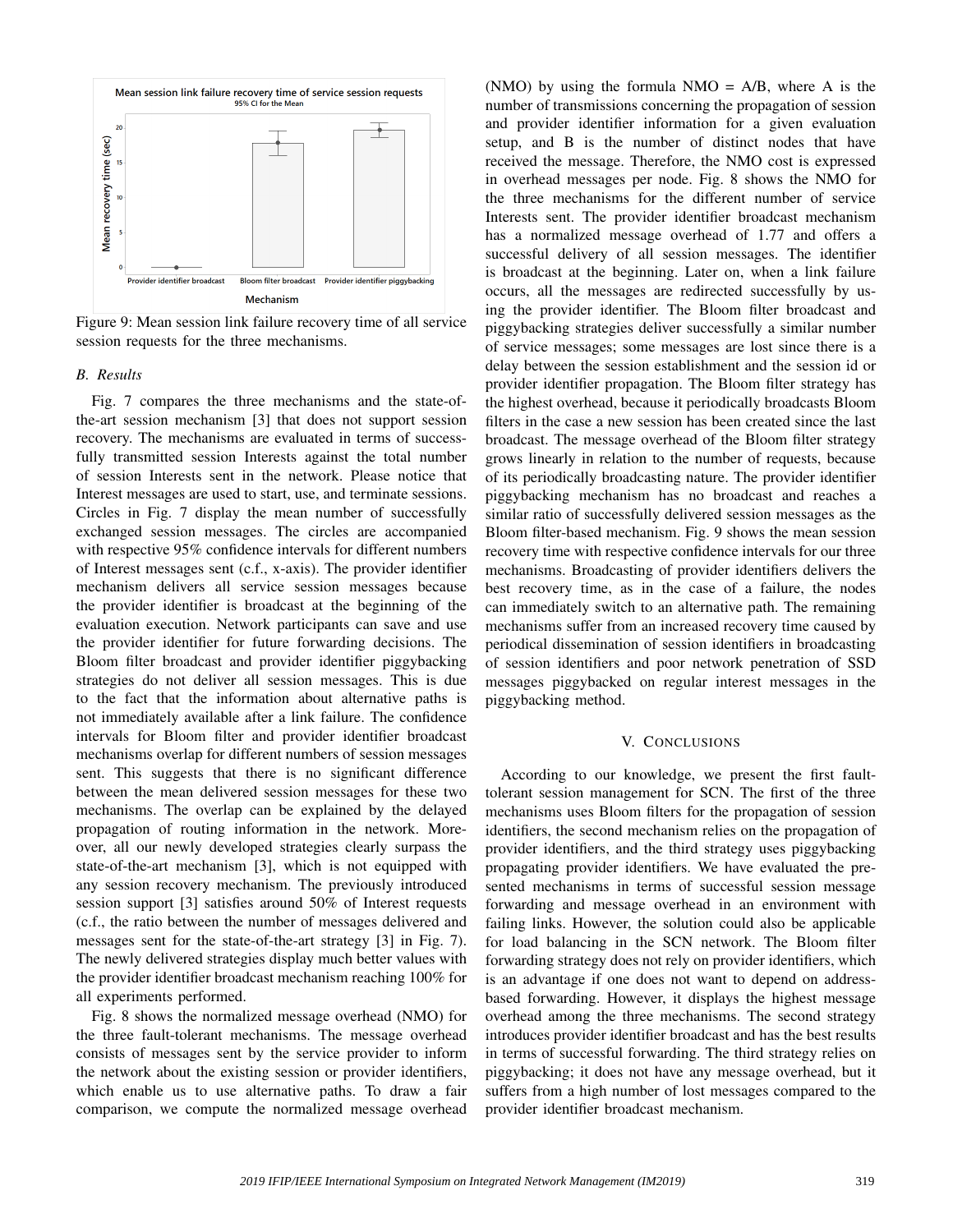Figure 9: Mean session link failure recovery time of all service session requests for the three mechanisms.

### B. Results

Fig. 7 compares the three mechanisms and the state-of-the-art session mechanism [3] that does not support session recovery. The mechanisms are evaluated in terms of successfully transmitted session Interests against the total number of session Interests sent in the network. Please notice that Interest messages are used to start, use, and terminate sessions. Circles in Fig. 7 display the mean number of successfully exchanged session messages. The circles are accompanied with respective 95% confidence intervals for different numbers of Interest messages sent (c.f., x-axis). The provider identifier mechanism delivers all service session messages because the provider identifier is broadcast at the beginning of the evaluation execution. Network participants can save and use the provider identifier for future forwarding decisions. The Bloom filter broadcast and provider identifier piggybacking strategies do not deliver all session messages. This is due to the fact that the information about alternative paths is not immediately available after a link failure. The confidence intervals for Bloom filter and provider identifier broadcast mechanisms overlap for different numbers of session messages sent. This suggests that there is no significant difference between the mean delivered session messages for these two mechanisms. The overlap can be explained by the delayed propagation of routing information in the network. Moreover, all our newly developed strategies clearly surpass the state-of-the-art mechanism [3], which is not equipped with any session recovery mechanism. The previously introduced session support [3] satisfies around 50% of Interest requests (c.f., the ratio between the number of messages delivered and messages sent for the state-of-the-art strategy [3] in Fig. 7). The newly delivered strategies display much better values with the provider identifier broadcast mechanism reaching 100% for all experiments performed.

Fig. 8 shows the normalized message overhead (NMO) for the three fault-tolerant mechanisms. The message overhead consists of messages sent by the service provider to inform the network about the existing session or provider identifiers, which enable us to use alternative paths. To draw a fair comparison, we compute the normalized message overhead (NMO) by using the formula NMO = A/B, where A is the number of transmissions concerning the propagation of session and provider identifier information for a given evaluation setup, and B is the number of distinct nodes that have received the message. Therefore, the NMO cost is expressed in overhead messages per node. Fig. 8 shows the NMO for the three mechanisms for the different number of service Interests sent. The provider identifier broadcast mechanism has a normalized message overhead of 1.77 and offers a successful delivery of all session messages. The identifier is broadcast at the beginning. Later on, when a link failure occurs, all the messages are redirected successfully by using the provider identifier. The Bloom filter broadcast and piggybacking strategies deliver successfully a similar number of service messages; some messages are lost since there is a delay between the session establishment and the session id or provider identifier propagation. The Bloom filter strategy has the highest overhead, because it periodically broadcasts Bloom filters in the case a new session has been created since the last broadcast. The message overhead of the Bloom filter strategy grows linearly in relation to the number of requests, because of its periodically broadcasting nature. The provider identifier piggybacking mechanism has no broadcast and reaches a similar ratio of successfully delivered session messages as the Bloom filter-based mechanism. Fig. 9 shows the mean session recovery time with respective confidence intervals for our three mechanisms. Broadcasting of provider identifiers delivers the best recovery time, as in the case of a failure, the nodes can immediately switch to an alternative path. The remaining mechanisms suffer from an increased recovery time caused by periodical dissemination of session identifiers in broadcasting of session identifiers and poor network penetration of SSD messages piggybacked on regular interest messages in the piggybacking method.

## V. Conclusions

According to our knowledge, we present the first fault-tolerant session management for SCN. The first of the three mechanisms uses Bloom filters for the propagation of session identifiers, the second mechanism relies on the propagation of provider identifiers, and the third strategy uses piggybacking propagating provider identifiers. We have evaluated the presented mechanisms in terms of successful session message forwarding and message overhead in an environment with failing links. However, the solution could also be applicable for load balancing in the SCN network. The Bloom filter forwarding strategy does not rely on provider identifiers, which is an advantage if one does not want to depend on address-based forwarding. However, it displays the highest message overhead among the three mechanisms. The second strategy introduces provider identifier broadcast and has the best results in terms of successful forwarding. The third strategy relies on piggybacking; it does not have any message overhead, but it suffers from a high number of lost messages compared to the provider identifier broadcast mechanism.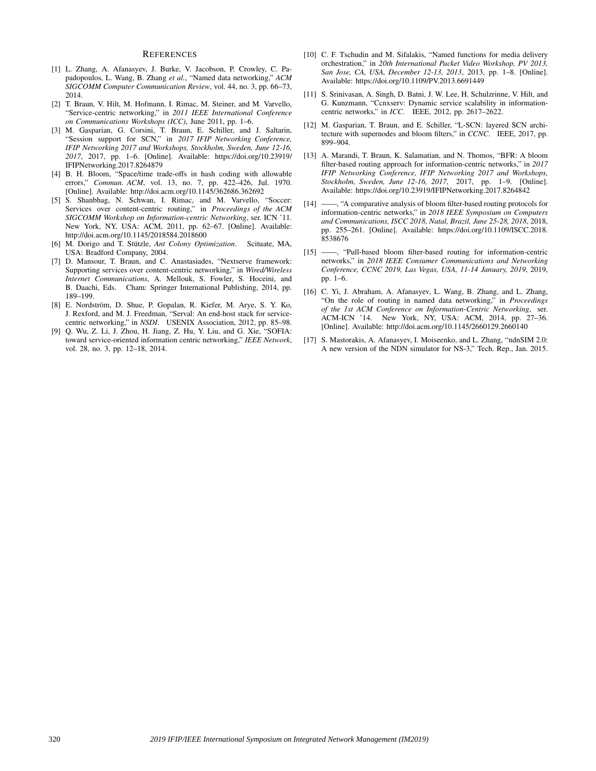## REFERENCES

[1] L. Zhang, A. Afanasyev, J. Burke, V. Jacobson, P. Crowley, C. Papadopoulos, L. Wang, B. Zhang *et al.*, "Named data networking," *ACM SIGCOMM Computer Communication Review*, vol. 44, no. 3, pp. 66–73, 2014.

[2] T. Braun, V. Hilt, M. Hofmann, I. Rimac, M. Steiner, and M. Varvello, "Service-centric networking," in *2011 IEEE International Conference on Communications Workshops (ICC)*, June 2011, pp. 1–6.

[3] M. Gasparian, G. Corsini, T. Braun, E. Schiller, and J. Saltarin, "Session support for SCN," in *2017 IFIP Networking Conference, IFIP Networking 2017 and Workshops, Stockholm, Sweden, June 12-16, 2017*, 2017, pp. 1–6. [Online]. Available: https://doi.org/10.23919/IFIPNetworking.2017.8264879

[4] B. H. Bloom, "Space/time trade-offs in hash coding with allowable errors," *Commun. ACM*, vol. 13, no. 7, pp. 422–426, Jul. 1970. [Online]. Available: http://doi.acm.org/10.1145/362686.362692

[5] S. Shanbhag, N. Schwan, I. Rimac, and M. Varvello, "Soccer: Services over content-centric routing," in *Proceedings of the ACM SIGCOMM Workshop on Information-centric Networking*, ser. ICN '11. New York, NY, USA: ACM, 2011, pp. 62–67. [Online]. Available: http://doi.acm.org/10.1145/2018584.2018600

[6] M. Dorigo and T. Stützle, *Ant Colony Optimization*. Scituate, MA, USA: Bradford Company, 2004.

[7] D. Mansour, T. Braun, and C. Anastasiades, "Nextserve framework: Supporting services over content-centric networking," in *Wired/Wireless Internet Communications*, A. Mellouk, S. Fowler, S. Hoceini, and B. Daachi, Eds. Cham: Springer International Publishing, 2014, pp. 189–199.

[8] E. Nordström, D. Shue, P. Gopalan, R. Kiefer, M. Arye, S. Y. Ko, J. Rexford, and M. J. Freedman, "Serval: An end-host stack for service-centric networking," in *NSDI*. USENIX Association, 2012, pp. 85–98.

[9] Q. Wu, Z. Li, J. Zhou, H. Jiang, Z. Hu, Y. Liu, and G. Xie, "SOFIA: toward service-oriented information centric networking," *IEEE Network*, vol. 28, no. 3, pp. 12–18, 2014.

[10] C. F. Tschudin and M. Sifalakis, "Named functions for media delivery orchestration," in *20th International Packet Video Workshop, PV 2013, San Jose, CA, USA, December 12-13, 2013*, 2013, pp. 1–8. [Online]. Available: https://doi.org/10.1109/PV.2013.6691449

[11] S. Srinivasan, A. Singh, D. Batni, J. W. Lee, H. Schulzrinne, V. Hilt, and G. Kunzmann, "Ccnxserv: Dynamic service scalability in information-centric networks," in *ICC*. IEEE, 2012, pp. 2617–2622.

[12] M. Gasparian, T. Braun, and E. Schiller, "L-SCN: layered SCN architecture with supernodes and bloom filters," in *CCNC*. IEEE, 2017, pp. 899–904.

[13] A. Marandi, T. Braun, K. Salamatian, and N. Thomos, "BFR: A bloom filter-based routing approach for information-centric networks," in *2017 IFIP Networking Conference, IFIP Networking 2017 and Workshops, Stockholm, Sweden, June 12-16, 2017*, 2017, pp. 1–9. [Online]. Available: https://doi.org/10.23919/IFIPNetworking.2017.8264842

[14] ——, "A comparative analysis of bloom filter-based routing protocols for information-centric networks," in *2018 IEEE Symposium on Computers and Communications, ISCC 2018, Natal, Brazil, June 25-28, 2018*, 2018, pp. 255–261. [Online]. Available: https://doi.org/10.1109/ISCC.2018.8538676

[15] ——, "Pull-based bloom filter-based routing for information-centric networks," in *2018 IEEE Consumer Communications and Networking Conference, CCNC 2019, Las Vegas, USA, 11-14 January, 2019*, 2019, pp. 1–6.

[16] C. Yi, J. Abraham, A. Afanasyev, L. Wang, B. Zhang, and L. Zhang, "On the role of routing in named data networking," in *Proceedings of the 1st ACM Conference on Information-Centric Networking*, ser. ACM-ICN '14. New York, NY, USA: ACM, 2014, pp. 27–36. [Online]. Available: http://doi.acm.org/10.1145/2660129.2660140

[17] S. Mastorakis, A. Afanasyev, I. Moiseenko, and L. Zhang, "ndnSIM 2.0: A new version of the NDN simulator for NS-3," Tech. Rep., Jan. 2015.